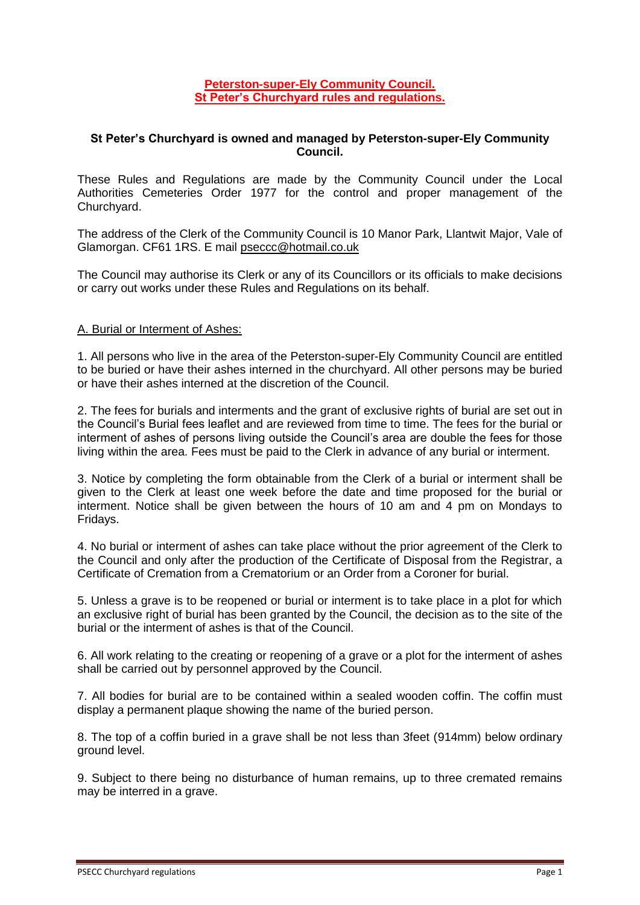# Peterston-super-Ely Community Council.
# St Peter's Churchyard rules and regulations.

**St Peter's Churchyard is owned and managed by Peterston-super-Ely Community Council.**

These Rules and Regulations are made by the Community Council under the Local Authorities Cemeteries Order 1977 for the control and proper management of the Churchyard.

The address of the Clerk of the Community Council is 10 Manor Park, Llantwit Major, Vale of Glamorgan. CF61 1RS. E mail pseccc@hotmail.co.uk

The Council may authorise its Clerk or any of its Councillors or its officials to make decisions or carry out works under these Rules and Regulations on its behalf.

## A. Burial or Interment of Ashes:

1. All persons who live in the area of the Peterston-super-Ely Community Council are entitled to be buried or have their ashes interned in the churchyard. All other persons may be buried or have their ashes interned at the discretion of the Council.

2. The fees for burials and interments and the grant of exclusive rights of burial are set out in the Council's Burial fees leaflet and are reviewed from time to time. The fees for the burial or interment of ashes of persons living outside the Council's area are double the fees for those living within the area. Fees must be paid to the Clerk in advance of any burial or interment.

3. Notice by completing the form obtainable from the Clerk of a burial or interment shall be given to the Clerk at least one week before the date and time proposed for the burial or interment. Notice shall be given between the hours of 10 am and 4 pm on Mondays to Fridays.

4. No burial or interment of ashes can take place without the prior agreement of the Clerk to the Council and only after the production of the Certificate of Disposal from the Registrar, a Certificate of Cremation from a Crematorium or an Order from a Coroner for burial.

5. Unless a grave is to be reopened or burial or interment is to take place in a plot for which an exclusive right of burial has been granted by the Council, the decision as to the site of the burial or the interment of ashes is that of the Council.

6. All work relating to the creating or reopening of a grave or a plot for the interment of ashes shall be carried out by personnel approved by the Council.

7. All bodies for burial are to be contained within a sealed wooden coffin. The coffin must display a permanent plaque showing the name of the buried person.

8. The top of a coffin buried in a grave shall be not less than 3feet (914mm) below ordinary ground level.

9. Subject to there being no disturbance of human remains, up to three cremated remains may be interred in a grave.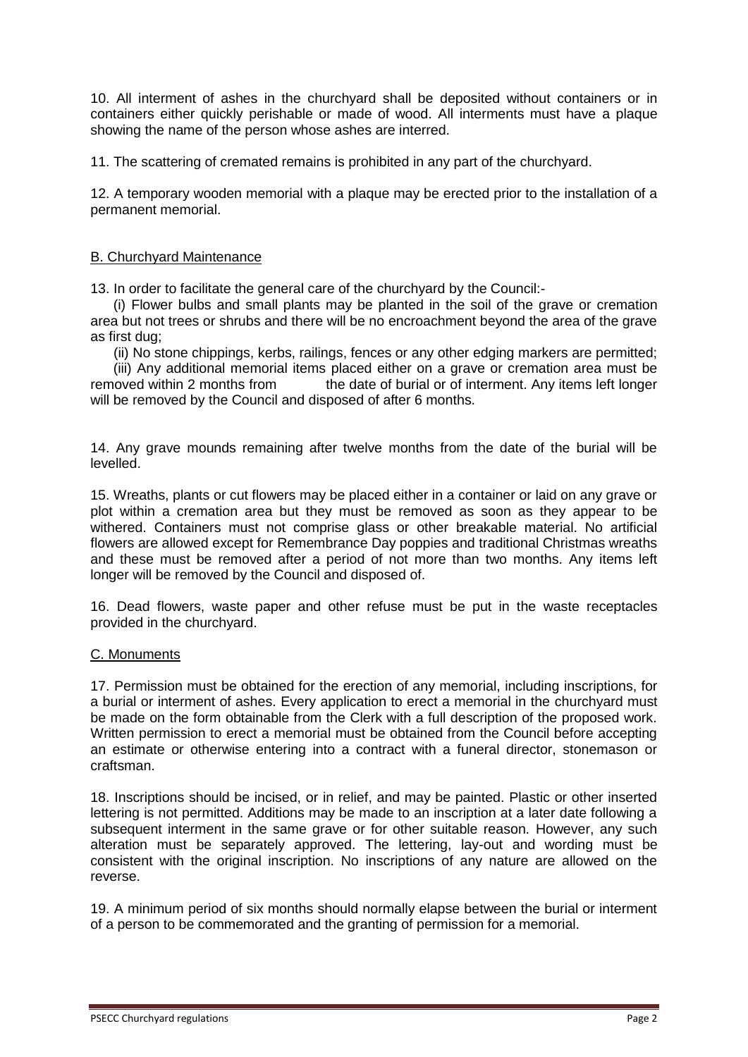10. All interment of ashes in the churchyard shall be deposited without containers or in containers either quickly perishable or made of wood. All interments must have a plaque showing the name of the person whose ashes are interred.

11. The scattering of cremated remains is prohibited in any part of the churchyard.

12. A temporary wooden memorial with a plaque may be erected prior to the installation of a permanent memorial.

## B. Churchyard Maintenance

13. In order to facilitate the general care of the churchyard by the Council:-

(i) Flower bulbs and small plants may be planted in the soil of the grave or cremation area but not trees or shrubs and there will be no encroachment beyond the area of the grave as first dug;

(ii) No stone chippings, kerbs, railings, fences or any other edging markers are permitted;

(iii) Any additional memorial items placed either on a grave or cremation area must be removed within 2 months from the date of burial or of interment. Any items left longer will be removed by the Council and disposed of after 6 months.

14. Any grave mounds remaining after twelve months from the date of the burial will be levelled.

15. Wreaths, plants or cut flowers may be placed either in a container or laid on any grave or plot within a cremation area but they must be removed as soon as they appear to be withered. Containers must not comprise glass or other breakable material. No artificial flowers are allowed except for Remembrance Day poppies and traditional Christmas wreaths and these must be removed after a period of not more than two months. Any items left longer will be removed by the Council and disposed of.

16. Dead flowers, waste paper and other refuse must be put in the waste receptacles provided in the churchyard.

## C. Monuments

17. Permission must be obtained for the erection of any memorial, including inscriptions, for a burial or interment of ashes. Every application to erect a memorial in the churchyard must be made on the form obtainable from the Clerk with a full description of the proposed work. Written permission to erect a memorial must be obtained from the Council before accepting an estimate or otherwise entering into a contract with a funeral director, stonemason or craftsman.

18. Inscriptions should be incised, or in relief, and may be painted. Plastic or other inserted lettering is not permitted. Additions may be made to an inscription at a later date following a subsequent interment in the same grave or for other suitable reason. However, any such alteration must be separately approved. The lettering, lay-out and wording must be consistent with the original inscription. No inscriptions of any nature are allowed on the reverse.

19. A minimum period of six months should normally elapse between the burial or interment of a person to be commemorated and the granting of permission for a memorial.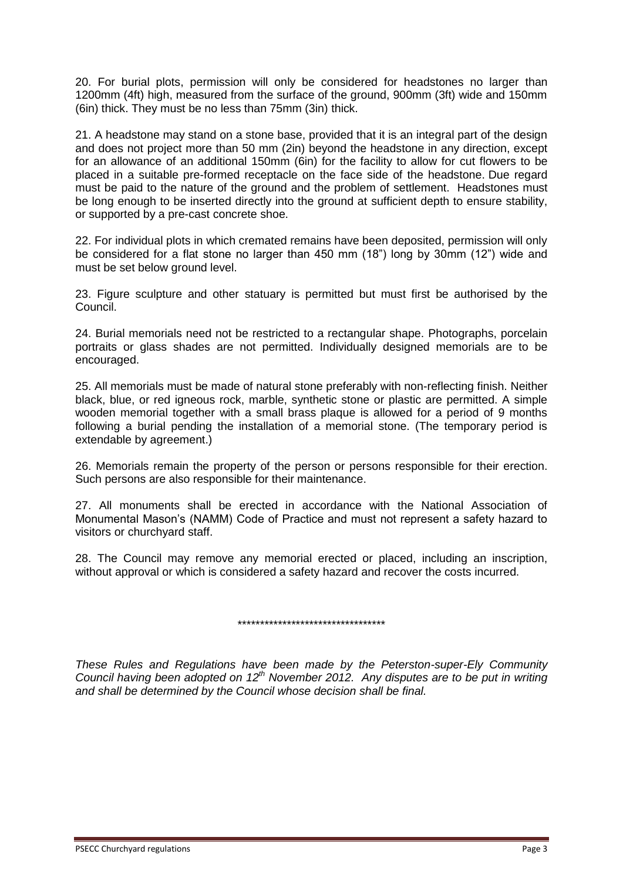20. For burial plots, permission will only be considered for headstones no larger than 1200mm (4ft) high, measured from the surface of the ground, 900mm (3ft) wide and 150mm (6in) thick. They must be no less than 75mm (3in) thick.

21. A headstone may stand on a stone base, provided that it is an integral part of the design and does not project more than 50 mm (2in) beyond the headstone in any direction, except for an allowance of an additional 150mm (6in) for the facility to allow for cut flowers to be placed in a suitable pre-formed receptacle on the face side of the headstone. Due regard must be paid to the nature of the ground and the problem of settlement. Headstones must be long enough to be inserted directly into the ground at sufficient depth to ensure stability, or supported by a pre-cast concrete shoe.

22. For individual plots in which cremated remains have been deposited, permission will only be considered for a flat stone no larger than 450 mm (18") long by 30mm (12") wide and must be set below ground level.

23. Figure sculpture and other statuary is permitted but must first be authorised by the Council.

24. Burial memorials need not be restricted to a rectangular shape. Photographs, porcelain portraits or glass shades are not permitted. Individually designed memorials are to be encouraged.

25. All memorials must be made of natural stone preferably with non-reflecting finish. Neither black, blue, or red igneous rock, marble, synthetic stone or plastic are permitted. A simple wooden memorial together with a small brass plaque is allowed for a period of 9 months following a burial pending the installation of a memorial stone. (The temporary period is extendable by agreement.)

26. Memorials remain the property of the person or persons responsible for their erection. Such persons are also responsible for their maintenance.

27. All monuments shall be erected in accordance with the National Association of Monumental Mason's (NAMM) Code of Practice and must not represent a safety hazard to visitors or churchyard staff.

28. The Council may remove any memorial erected or placed, including an inscription, without approval or which is considered a safety hazard and recover the costs incurred.

*********************************

*These Rules and Regulations have been made by the Peterston-super-Ely Community Council having been adopted on 12th November 2012. Any disputes are to be put in writing and shall be determined by the Council whose decision shall be final.*